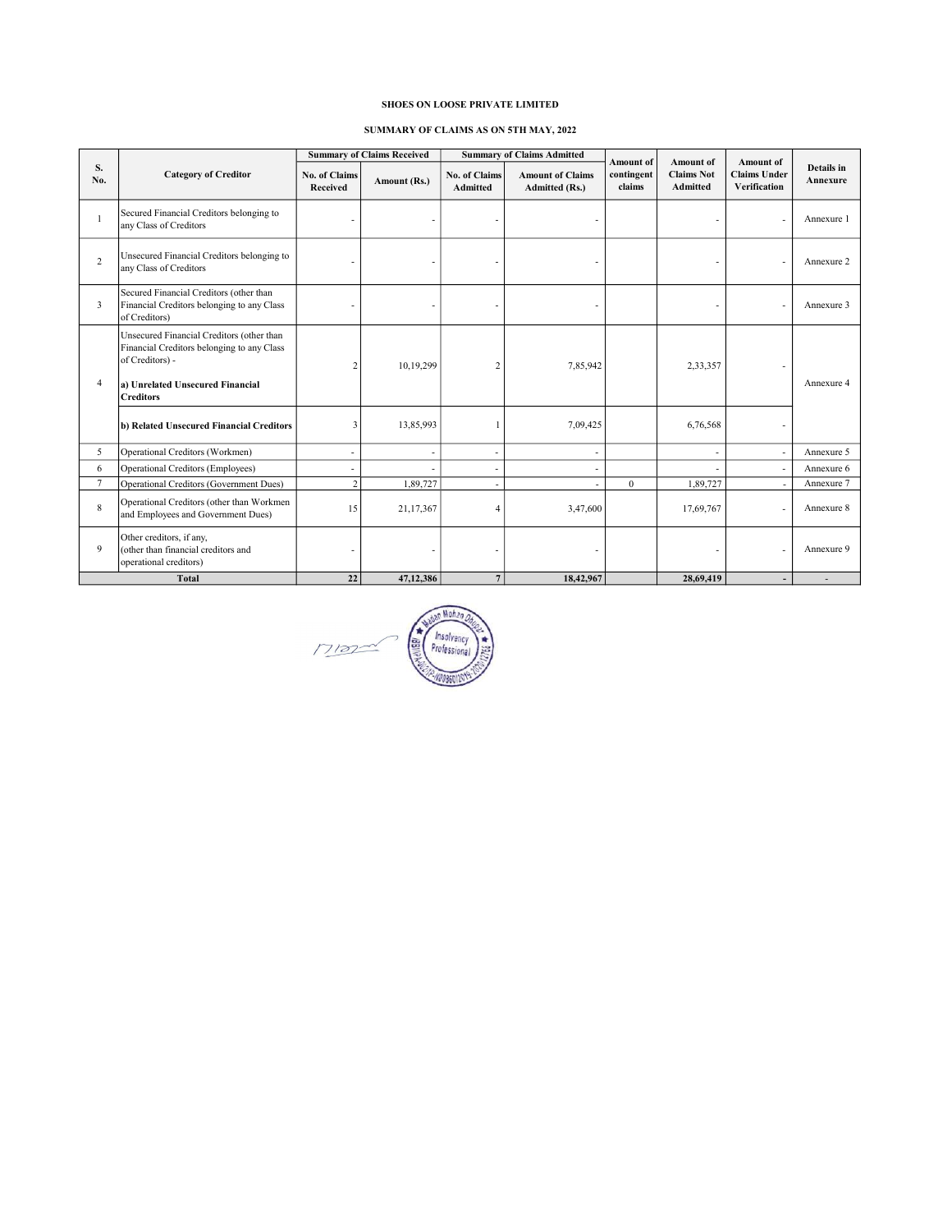**SHOES ON LOOSE PRIVATE LIMITED**

**SUMMARY OF CLAIMS AS ON 5TH MAY, 2022**

| S. No. | Category of Creditor | Summary of Claims Received | | Summary of Claims Admitted | | Amount of contingent claims | Amount of Claims Not Admitted | Amount of Claims Under Verification | Details in Annexure |
|---|---|---|---|---|---|---|---|---|---|
| | | No. of Claims Received | Amount (Rs.) | No. of Claims Admitted | Amount of Claims Admitted (Rs.) | | | | |
| 1 | Secured Financial Creditors belonging to any Class of Creditors | - | - | - | - | | - | - | Annexure 1 |
| 2 | Unsecured Financial Creditors belonging to any Class of Creditors | - | - | - | - | | - | - | Annexure 2 |
| 3 | Secured Financial Creditors (other than Financial Creditors belonging to any Class of Creditors) | - | - | - | - | | - | - | Annexure 3 |
| 4 | Unsecured Financial Creditors (other than Financial Creditors belonging to any Class of Creditors) - **a) Unrelated Unsecured Financial Creditors** | 2 | 10,19,299 | 2 | 7,85,942 | | 2,33,357 | - | Annexure 4 |
| | **b) Related Unsecured Financial Creditors** | 3 | 13,85,993 | 1 | 7,09,425 | | 6,76,568 | - | |
| 5 | Operational Creditors (Workmen) | - | - | - | - | | - | - | Annexure 5 |
| 6 | Operational Creditors (Employees) | - | - | - | - | | - | - | Annexure 6 |
| 7 | Operational Creditors (Government Dues) | 2 | 1,89,727 | - | - | 0 | 1,89,727 | - | Annexure 7 |
| 8 | Operational Creditors (other than Workmen and Employees and Government Dues) | 15 | 21,17,367 | 4 | 3,47,600 | | 17,69,767 | - | Annexure 8 |
| 9 | Other creditors, if any, (other than financial creditors and operational creditors) | - | - | - | - | | - | - | Annexure 9 |
| **Total** | | **22** | **47,12,386** | **7** | **18,42,967** | | **28,69,419** | **-** | - |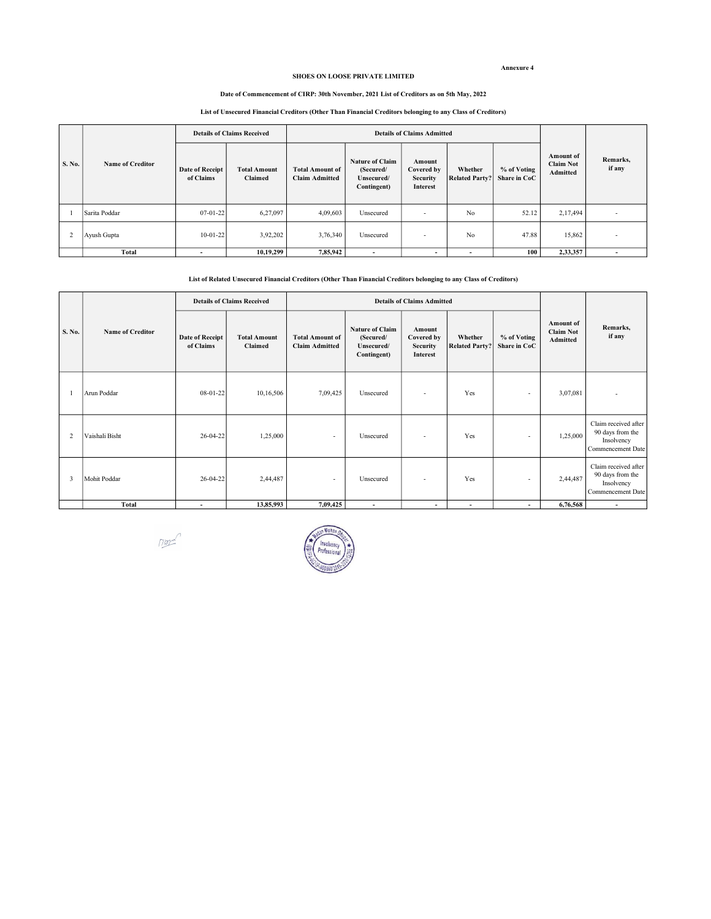Annexure 4

**SHOES ON LOOSE PRIVATE LIMITED**

**Date of Commencement of CIRP: 30th November, 2021 List of Creditors as on 5th May, 2022**

**List of Unsecured Financial Creditors (Other Than Financial Creditors belonging to any Class of Creditors)**

| S. No. | Name of Creditor | Details of Claims Received | | Details of Claims Admitted | | | | | Amount of Claim Not Admitted | Remarks, if any |
|---|---|---|---|---|---|---|---|---|---|---|
| | | Date of Receipt of Claims | Total Amount Claimed | Total Amount of Claim Admitted | Nature of Claim (Secured/ Unsecured/ Contingent) | Amount Covered by Security Interest | Whether Related Party? | % of Voting Share in CoC | | |
| 1 | Sarita Poddar | 07-01-22 | 6,27,097 | 4,09,603 | Unsecured | - | No | 52.12 | 2,17,494 | - |
| 2 | Ayush Gupta | 10-01-22 | 3,92,202 | 3,76,340 | Unsecured | - | No | 47.88 | 15,862 | - |
| | **Total** | - | **10,19,299** | **7,85,942** | - | - | - | **100** | **2,33,357** | - |

**List of Related Unsecured Financial Creditors (Other Than Financial Creditors belonging to any Class of Creditors)**

| S. No. | Name of Creditor | Details of Claims Received | | Details of Claims Admitted | | | | | Amount of Claim Not Admitted | Remarks, if any |
|---|---|---|---|---|---|---|---|---|---|---|
| | | Date of Receipt of Claims | Total Amount Claimed | Total Amount of Claim Admitted | Nature of Claim (Secured/ Unsecured/ Contingent) | Amount Covered by Security Interest | Whether Related Party? | % of Voting Share in CoC | | |
| 1 | Arun Poddar | 08-01-22 | 10,16,506 | 7,09,425 | Unsecured | - | Yes | - | 3,07,081 | - |
| 2 | Vaishali Bisht | 26-04-22 | 1,25,000 | - | Unsecured | - | Yes | - | 1,25,000 | Claim received after 90 days from the Insolvency Commencement Date |
| 3 | Mohit Poddar | 26-04-22 | 2,44,487 | - | Unsecured | - | Yes | - | 2,44,487 | Claim received after 90 days from the Insolvency Commencement Date |
| | **Total** | - | **13,85,993** | **7,09,425** | - | - | - | - | **6,76,568** | - |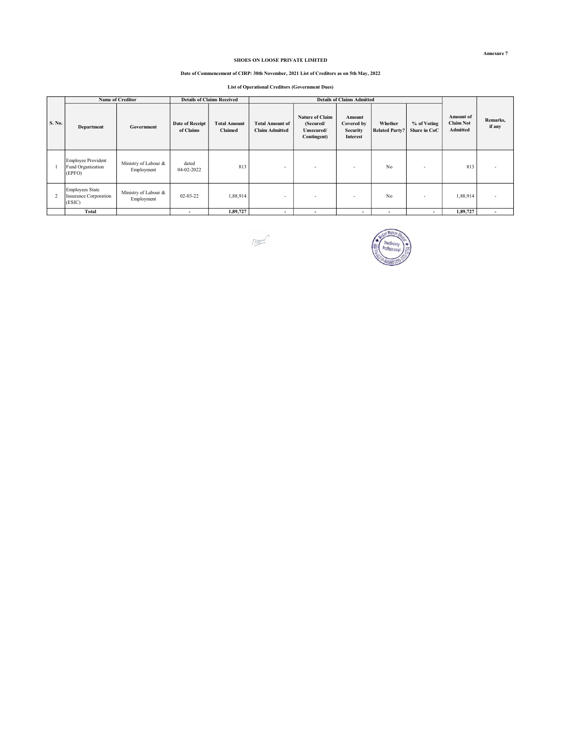Annexure 7

**SHOES ON LOOSE PRIVATE LIMITED**

**Date of Commencement of CIRP: 30th November, 2021 List of Creditors as on 5th May, 2022**

**List of Operational Creditors (Government Dues)**

| S. No. | Name of Creditor | | Details of Claims Received | | Details of Claims Admitted | | | | | Amount of Claim Not Admitted | Remarks, if any |
|---|---|---|---|---|---|---|---|---|---|---|---|
| | Department | Government | Date of Receipt of Claims | Total Amount Claimed | Total Amount of Claim Admitted | Nature of Claim (Secured/ Unsecured/ Contingent) | Amount Covered by Security Interest | Whether Related Party? | % of Voting Share in CoC | | |
| 1 | Employee Provident Fund Organization (EPFO) | Ministry of Labour & Employment | dated 04-02-2022 | 813 | - | - | - | No | - | 813 | - |
| 2 | Employees State Insurance Corporation (ESIC) | Ministry of Labour & Employment | 02-03-22 | 1,88,914 | - | - | - | No | - | 1,88,914 | - |
| | **Total** | | **-** | **1,89,727** | **-** | **-** | **-** | **-** | **-** | **1,89,727** | **-** |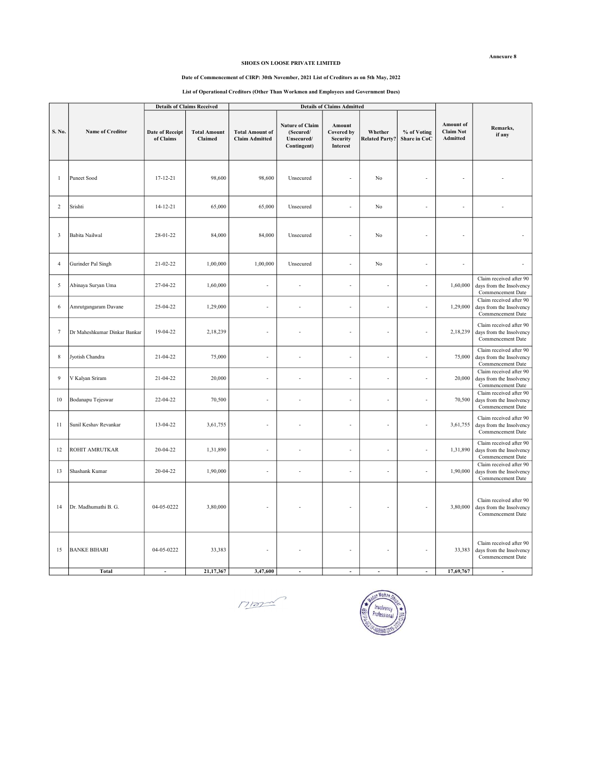Annexure 8

**SHOES ON LOOSE PRIVATE LIMITED**

**Date of Commencement of CIRP: 30th November, 2021 List of Creditors as on 5th May, 2022**

**List of Operational Creditors (Other Than Workmen and Employees and Government Dues)**

| S. No. | Name of Creditor | Details of Claims Received | | Details of Claims Admitted | | | | | Amount of Claim Not Admitted | Remarks, if any |
|---|---|---|---|---|---|---|---|---|---|---|
| | | Date of Receipt of Claims | Total Amount Claimed | Total Amount of Claim Admitted | Nature of Claim (Secured/ Unsecured/ Contingent) | Amount Covered by Security Interest | Whether Related Party? | % of Voting Share in CoC | | |
| 1 | Puneet Sood | 17-12-21 | 98,600 | 98,600 | Unsecured | - | No | - | - | - |
| 2 | Srishti | 14-12-21 | 65,000 | 65,000 | Unsecured | - | No | - | - | - |
| 3 | Babita Nailwal | 28-01-22 | 84,000 | 84,000 | Unsecured | - | No | - | - | - |
| 4 | Gurinder Pal Singh | 21-02-22 | 1,00,000 | 1,00,000 | Unsecured | - | No | - | - | - |
| 5 | Abinaya Suryan Uma | 27-04-22 | 1,60,000 | - | - | - | - | - | 1,60,000 | Claim received after 90 days from the Insolvency Commencement Date |
| 6 | Amrutgangaram Davane | 25-04-22 | 1,29,000 | - | - | - | - | - | 1,29,000 | Claim received after 90 days from the Insolvency Commencement Date |
| 7 | Dr Maheshkumar Dinkar Bankar | 19-04-22 | 2,18,239 | - | - | - | - | - | 2,18,239 | Claim received after 90 days from the Insolvency Commencement Date |
| 8 | Jyotish Chandra | 21-04-22 | 75,000 | - | - | - | - | - | 75,000 | Claim received after 90 days from the Insolvency Commencement Date |
| 9 | V Kalyan Sriram | 21-04-22 | 20,000 | - | - | - | - | - | 20,000 | Claim received after 90 days from the Insolvency Commencement Date |
| 10 | Bodanapu Tejeswar | 22-04-22 | 70,500 | - | - | - | - | - | 70,500 | Claim received after 90 days from the Insolvency Commencement Date |
| 11 | Sunil Keshav Revankar | 13-04-22 | 3,61,755 | - | - | - | - | - | 3,61,755 | Claim received after 90 days from the Insolvency Commencement Date |
| 12 | ROHIT AMRUTKAR | 20-04-22 | 1,31,890 | - | - | - | - | - | 1,31,890 | Claim received after 90 days from the Insolvency Commencement Date |
| 13 | Shashank Kumar | 20-04-22 | 1,90,000 | - | - | - | - | - | 1,90,000 | Claim received after 90 days from the Insolvency Commencement Date |
| 14 | Dr. Madhumathi B. G. | 04-05-0222 | 3,80,000 | - | - | - | - | - | 3,80,000 | Claim received after 90 days from the Insolvency Commencement Date |
| 15 | BANKE BIHARI | 04-05-0222 | 33,383 | - | - | - | - | - | 33,383 | Claim received after 90 days from the Insolvency Commencement Date |
| | **Total** | **-** | **21,17,367** | **3,47,600** | **-** | **-** | **-** | **-** | **17,69,767** | **-** |